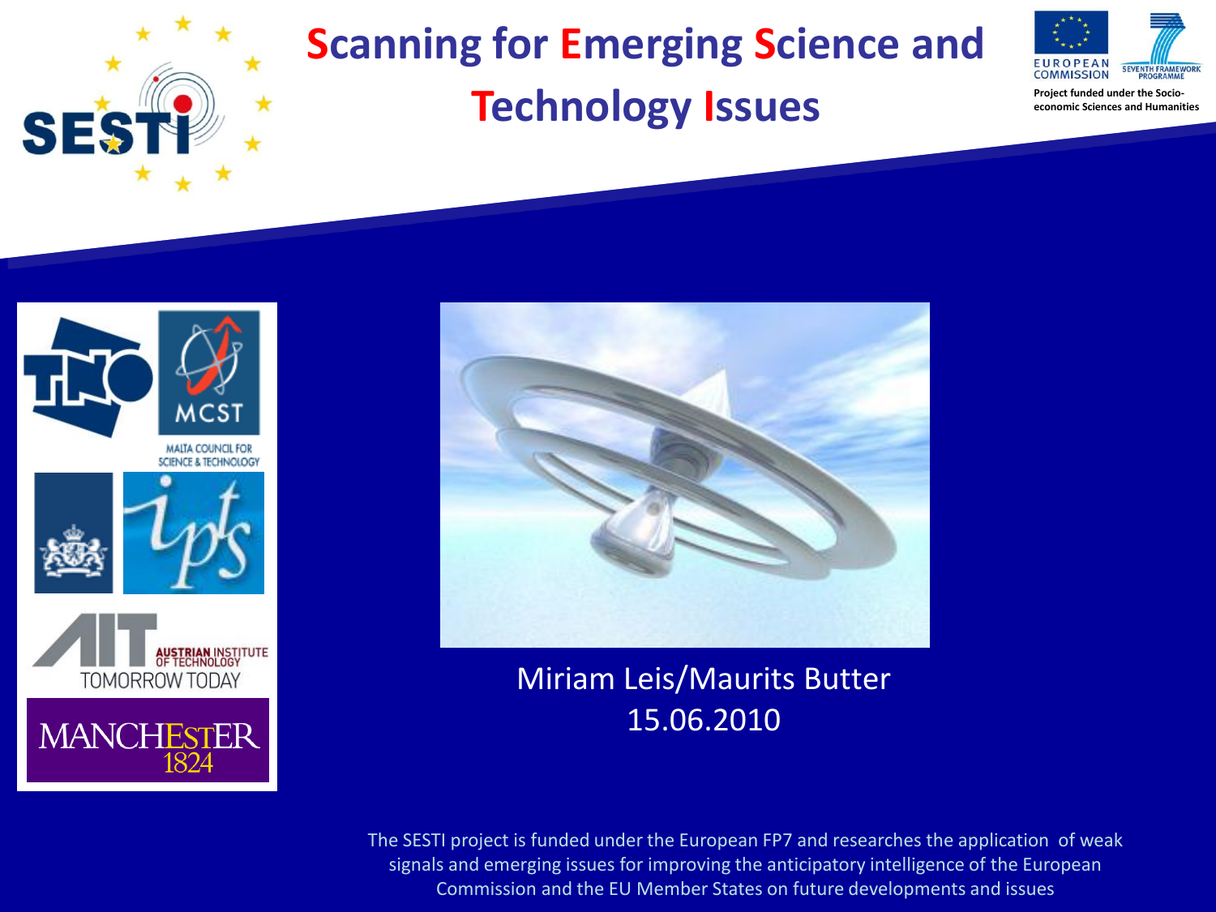# Scanning for Emerging Science and Technology Issues

Project funded under the Socio-economic Sciences and Humanities

Miriam Leis/Maurits Butter
15.06.2010

The SESTI project is funded under the European FP7 and researches the application of weak signals and emerging issues for improving the anticipatory intelligence of the European Commission and the EU Member States on future developments and issues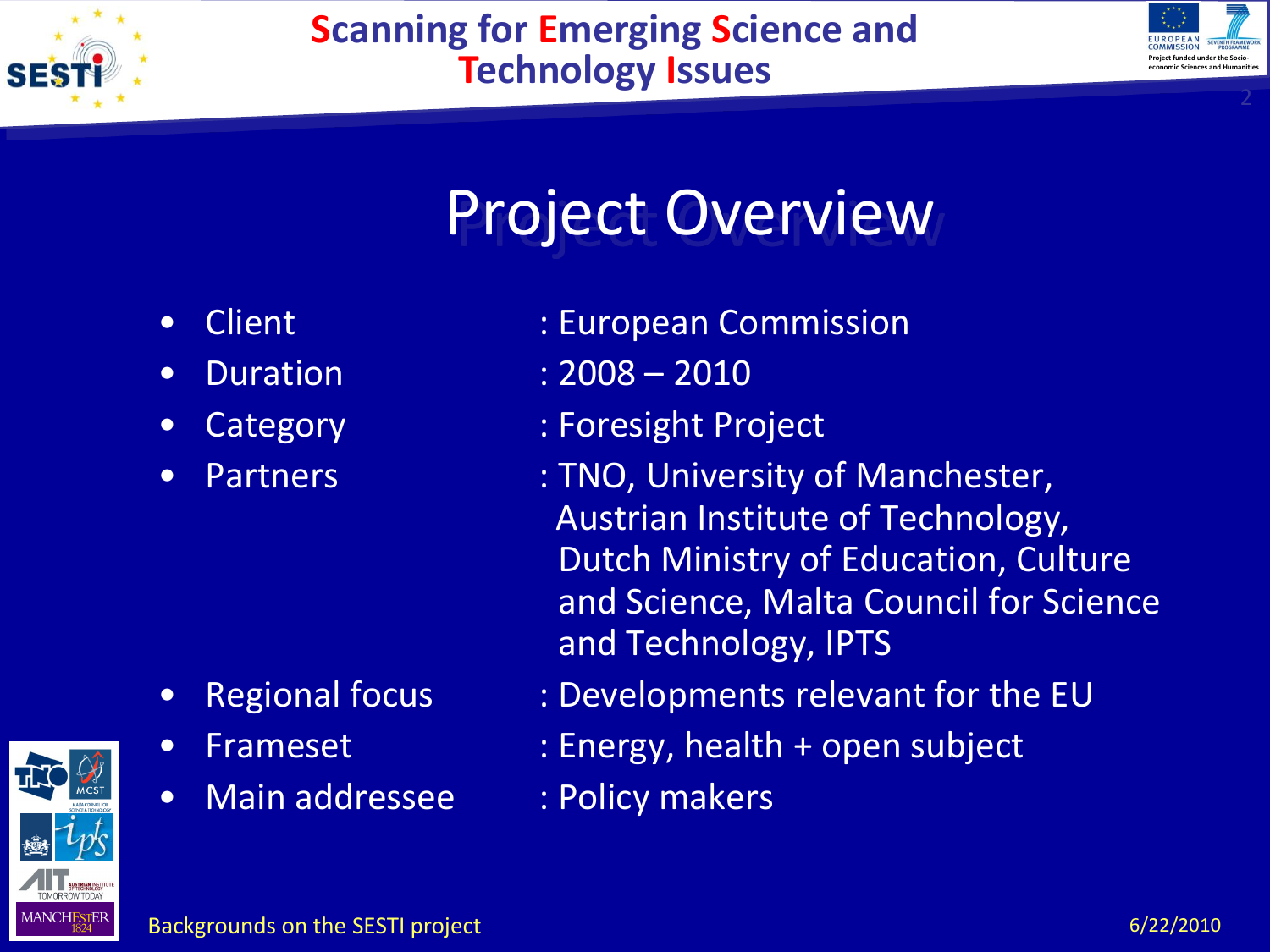# Project Overview

- Client : European Commission
- Duration : 2008 – 2010
- Category : Foresight Project
- Partners : TNO, University of Manchester, Austrian Institute of Technology, Dutch Ministry of Education, Culture and Science, Malta Council for Science and Technology, IPTS
- Regional focus : Developments relevant for the EU
- Frameset : Energy, health + open subject
- Main addressee : Policy makers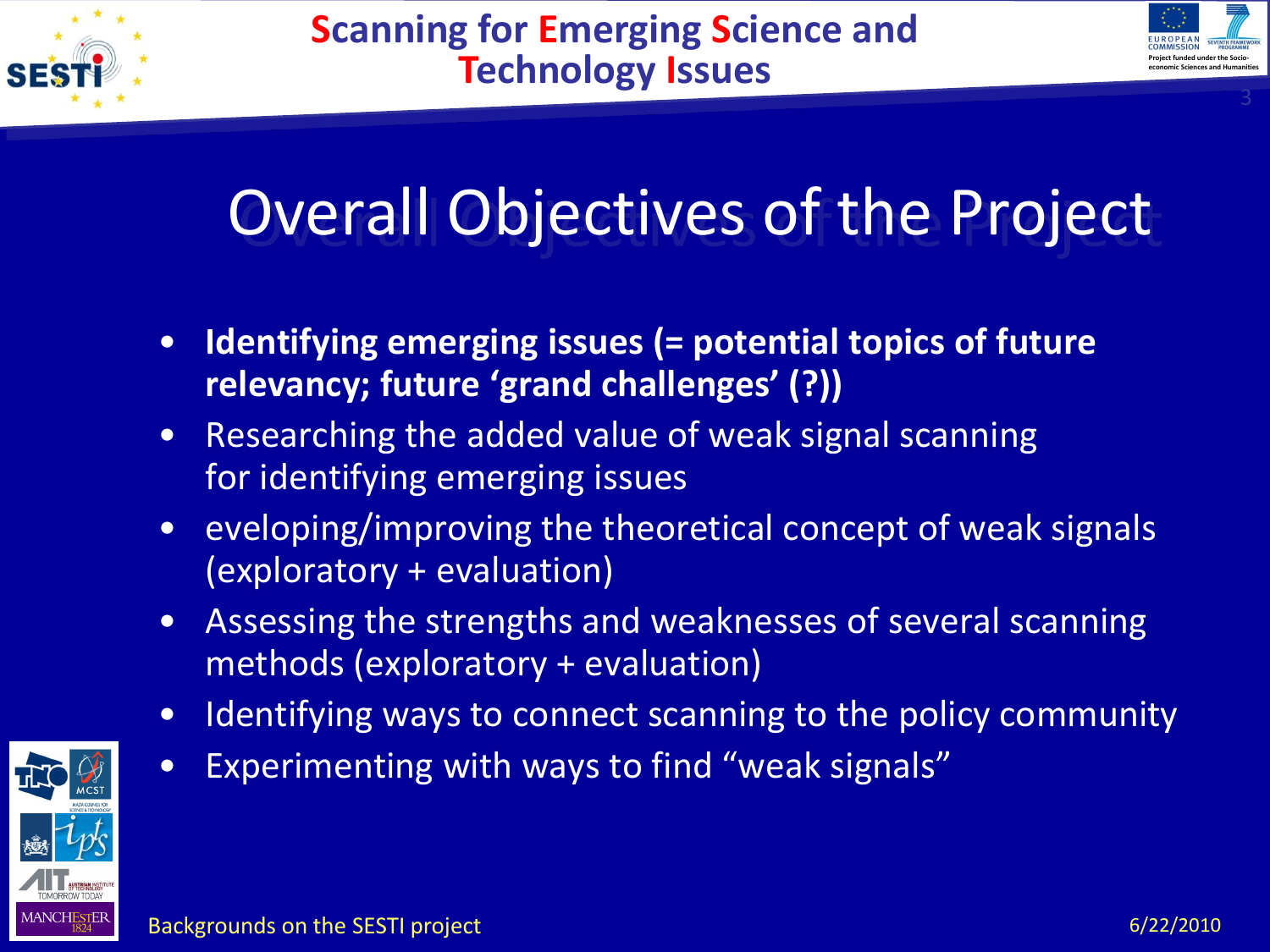# Overall Objectives of the Project

- **Identifying emerging issues (= potential topics of future relevancy; future 'grand challenges' (?))**
- Researching the added value of weak signal scanning for identifying emerging issues
- eveloping/improving the theoretical concept of weak signals (exploratory + evaluation)
- Assessing the strengths and weaknesses of several scanning methods (exploratory + evaluation)
- Identifying ways to connect scanning to the policy community
- Experimenting with ways to find "weak signals"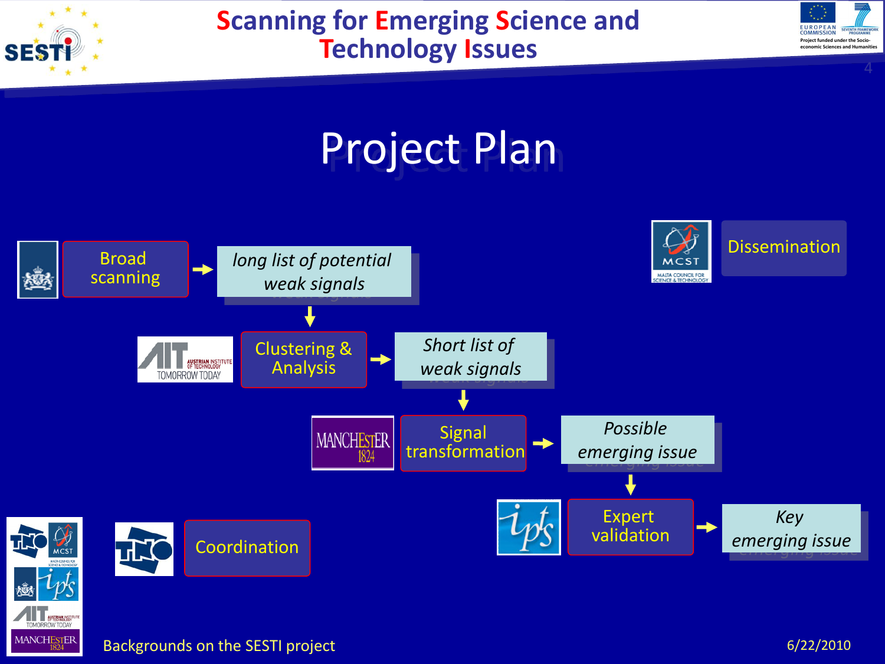# Project Plan

- **Broad scanning** → *long list of potential weak signals*
- **Clustering & Analysis** → *Short list of weak signals*
- **Signal transformation** → *Possible emerging issue*
- **Expert validation** → *Key emerging issue*

**Dissemination**

**Coordination**

Backgrounds on the SESTI project

6/22/2010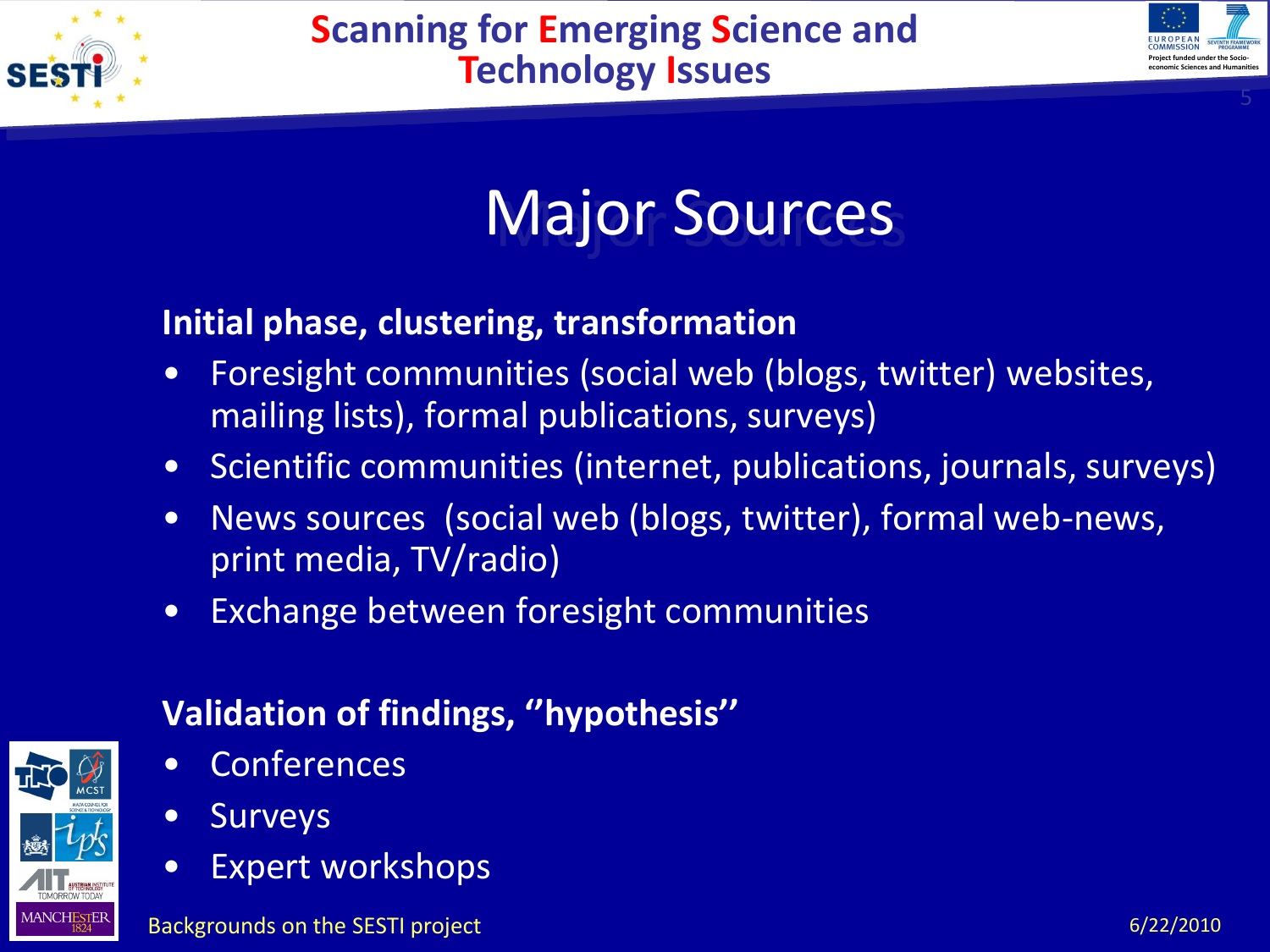# Major Sources

**Initial phase, clustering, transformation**

- Foresight communities (social web (blogs, twitter) websites, mailing lists), formal publications, surveys)
- Scientific communities (internet, publications, journals, surveys)
- News sources  (social web (blogs, twitter), formal web-news, print media, TV/radio)
- Exchange between foresight communities

**Validation of findings, ''hypothesis''**

- Conferences
- Surveys
- Expert workshops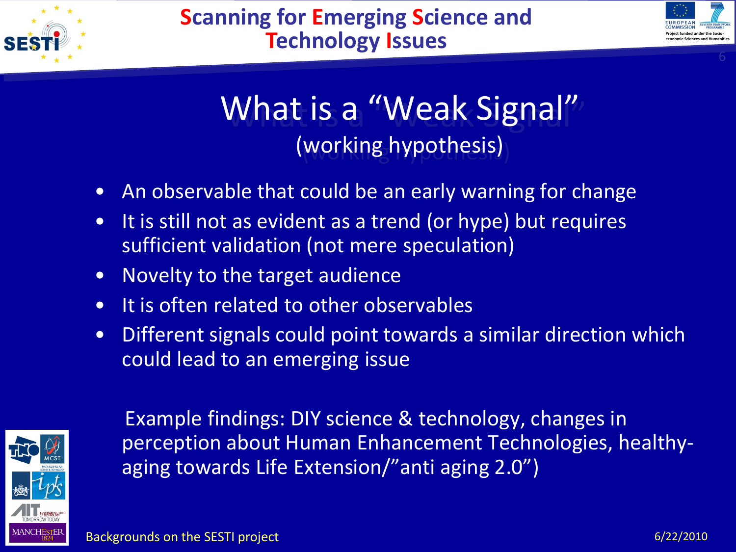# What is a "Weak Signal"

(working hypothesis)

- An observable that could be an early warning for change
- It is still not as evident as a trend (or hype) but requires sufficient validation (not mere speculation)
- Novelty to the target audience
- It is often related to other observables
- Different signals could point towards a similar direction which could lead to an emerging issue

Example findings: DIY science & technology, changes in perception about Human Enhancement Technologies, healthy-aging towards Life Extension/"anti aging 2.0")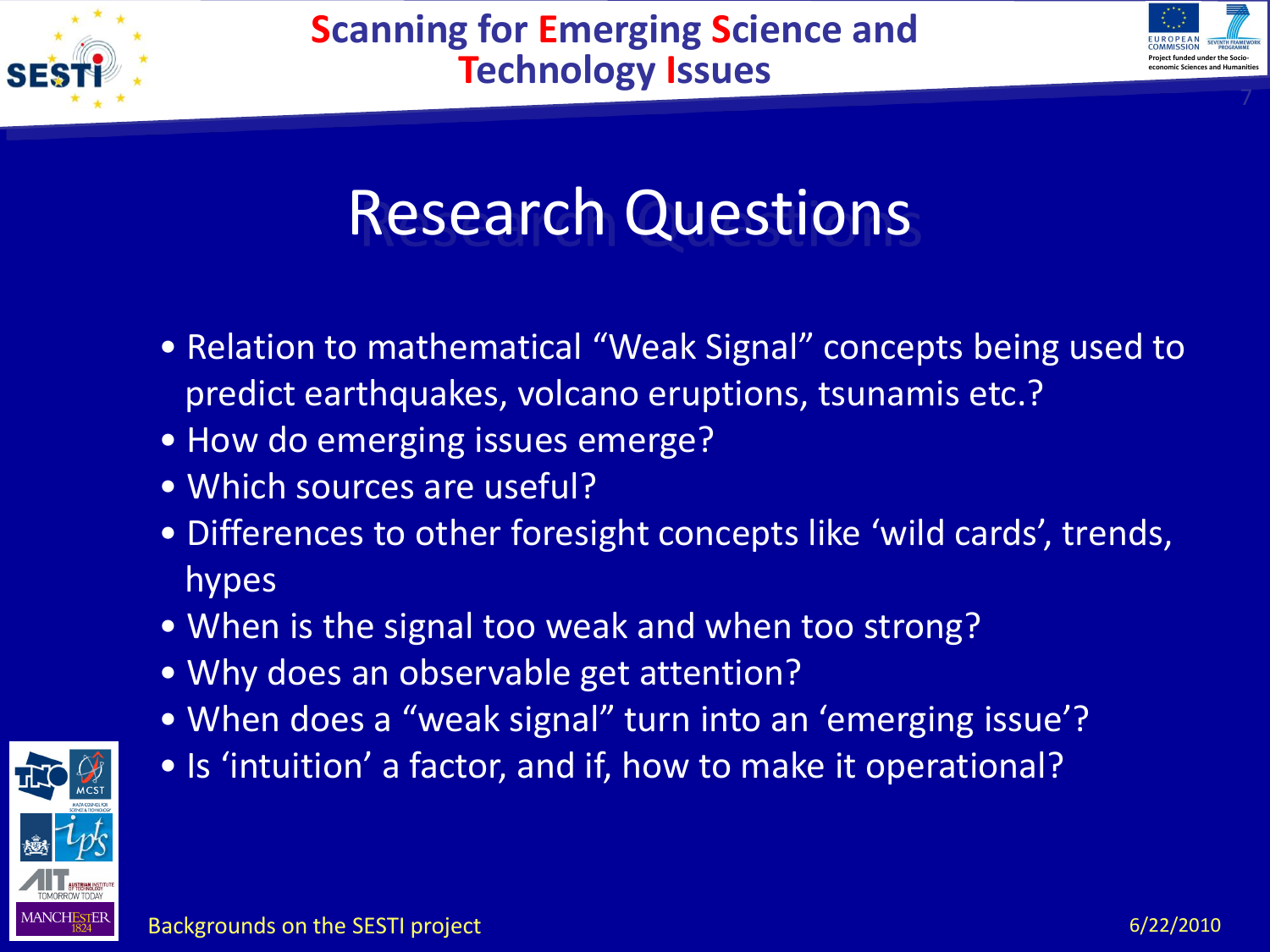# Research Questions

- Relation to mathematical "Weak Signal" concepts being used to predict earthquakes, volcano eruptions, tsunamis etc.?
- How do emerging issues emerge?
- Which sources are useful?
- Differences to other foresight concepts like 'wild cards', trends, hypes
- When is the signal too weak and when too strong?
- Why does an observable get attention?
- When does a "weak signal" turn into an 'emerging issue'?
- Is 'intuition' a factor, and if, how to make it operational?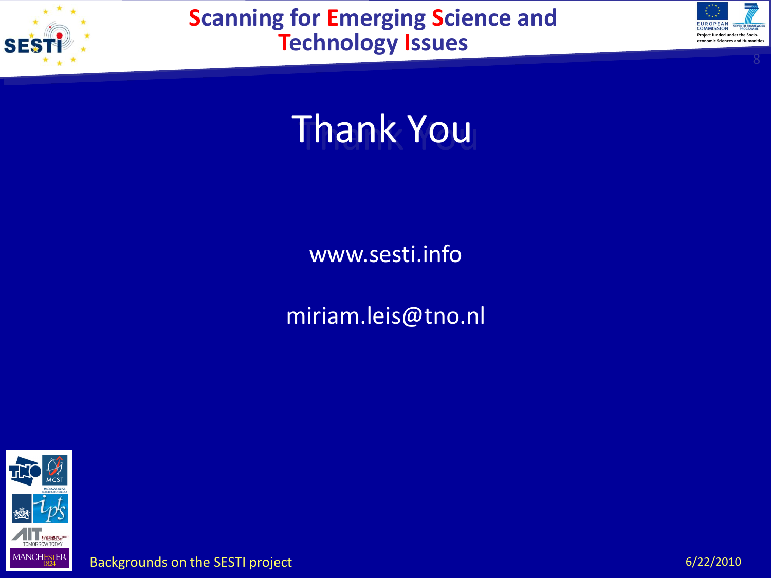# Thank You

www.sesti.info

miriam.leis@tno.nl